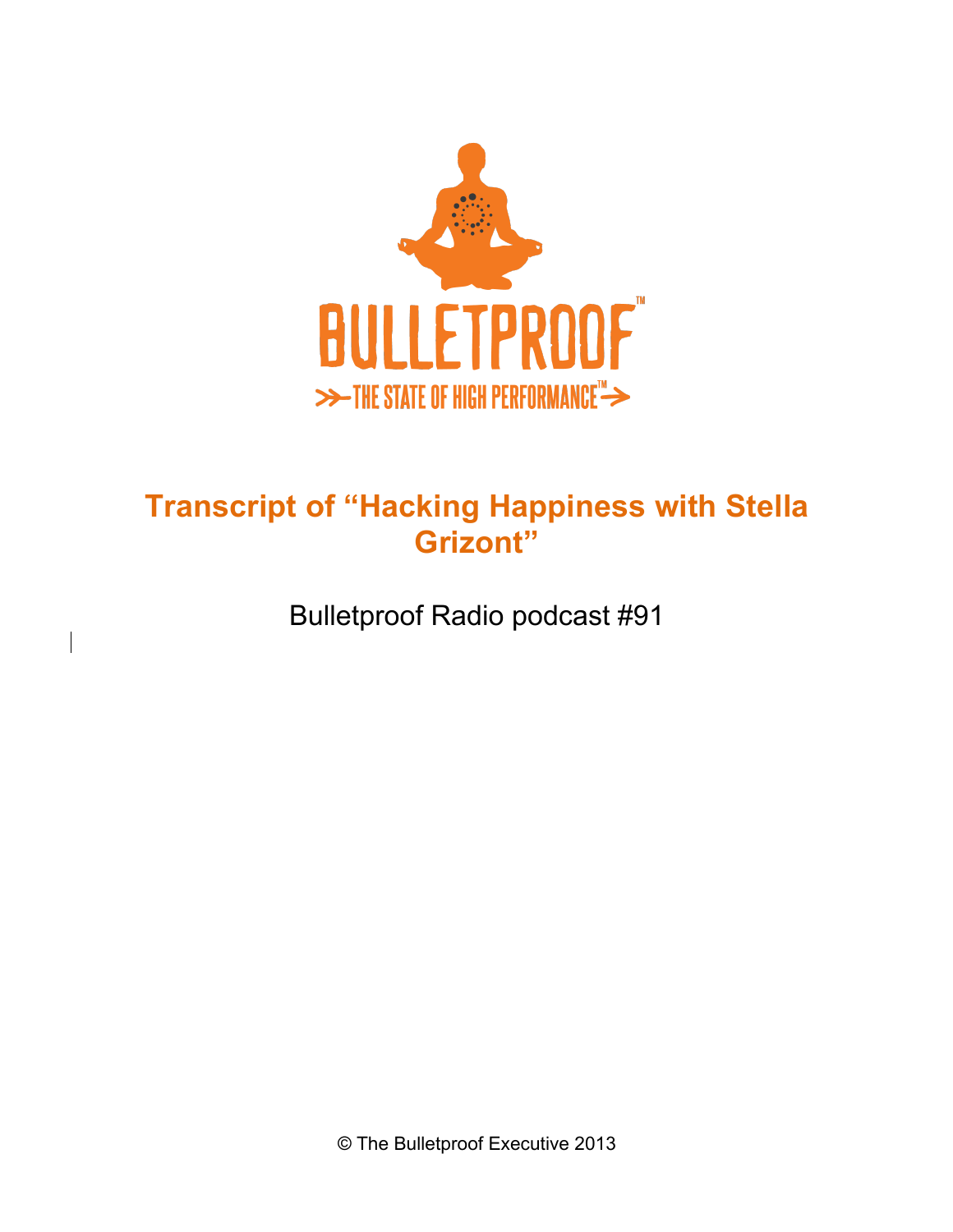BULLETPROOF™

THE STATE OF HIGH PERFORMANCE™

# Transcript of "Hacking Happiness with Stella Grizont"

Bulletproof Radio podcast #91

© The Bulletproof Executive 2013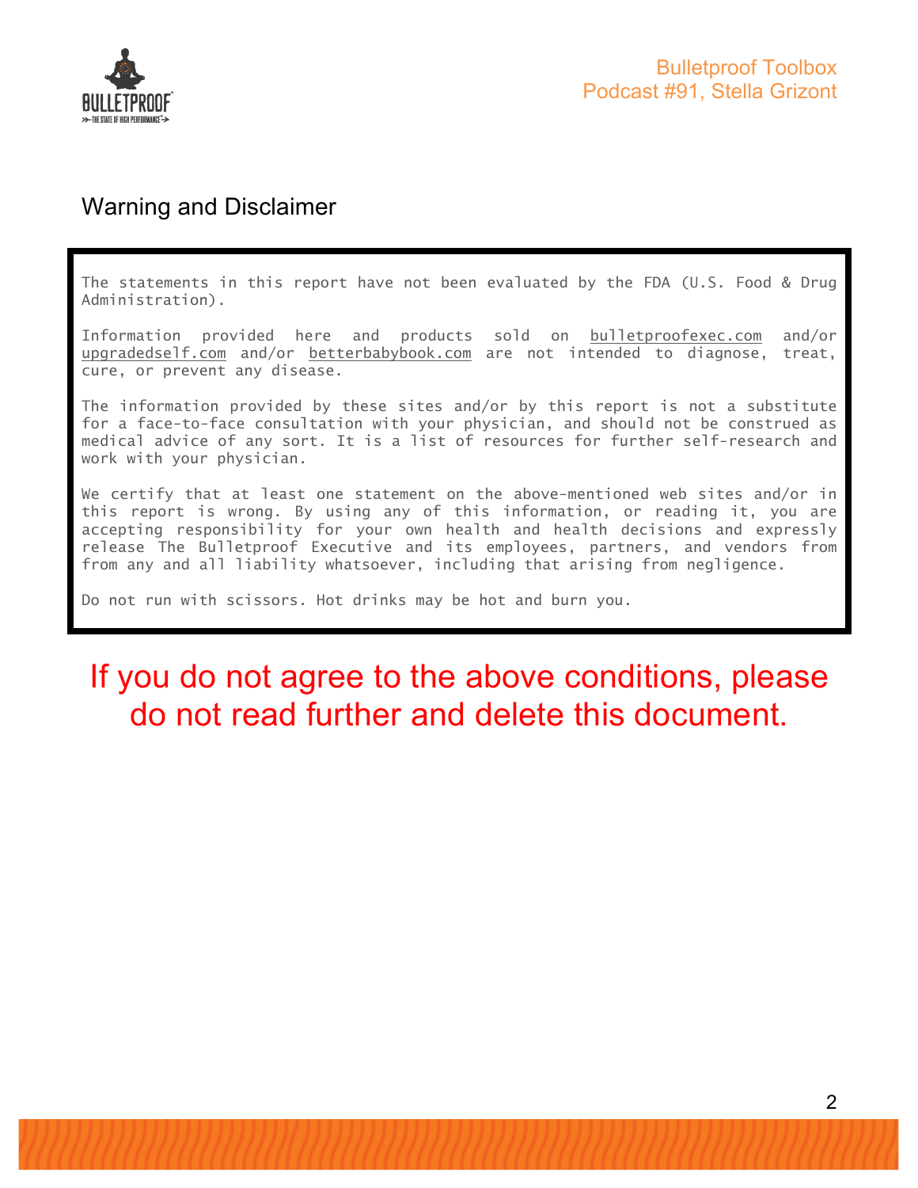## Warning and Disclaimer

The statements in this report have not been evaluated by the FDA (U.S. Food & Drug Administration).

Information provided here and products sold on bulletproofexec.com and/or upgradedself.com and/or betterbabybook.com are not intended to diagnose, treat, cure, or prevent any disease.

The information provided by these sites and/or by this report is not a substitute for a face-to-face consultation with your physician, and should not be construed as medical advice of any sort. It is a list of resources for further self-research and work with your physician.

We certify that at least one statement on the above-mentioned web sites and/or in this report is wrong. By using any of this information, or reading it, you are accepting responsibility for your own health and health decisions and expressly release The Bulletproof Executive and its employees, partners, and vendors from from any and all liability whatsoever, including that arising from negligence.

Do not run with scissors. Hot drinks may be hot and burn you.

**If you do not agree to the above conditions, please do not read further and delete this document.**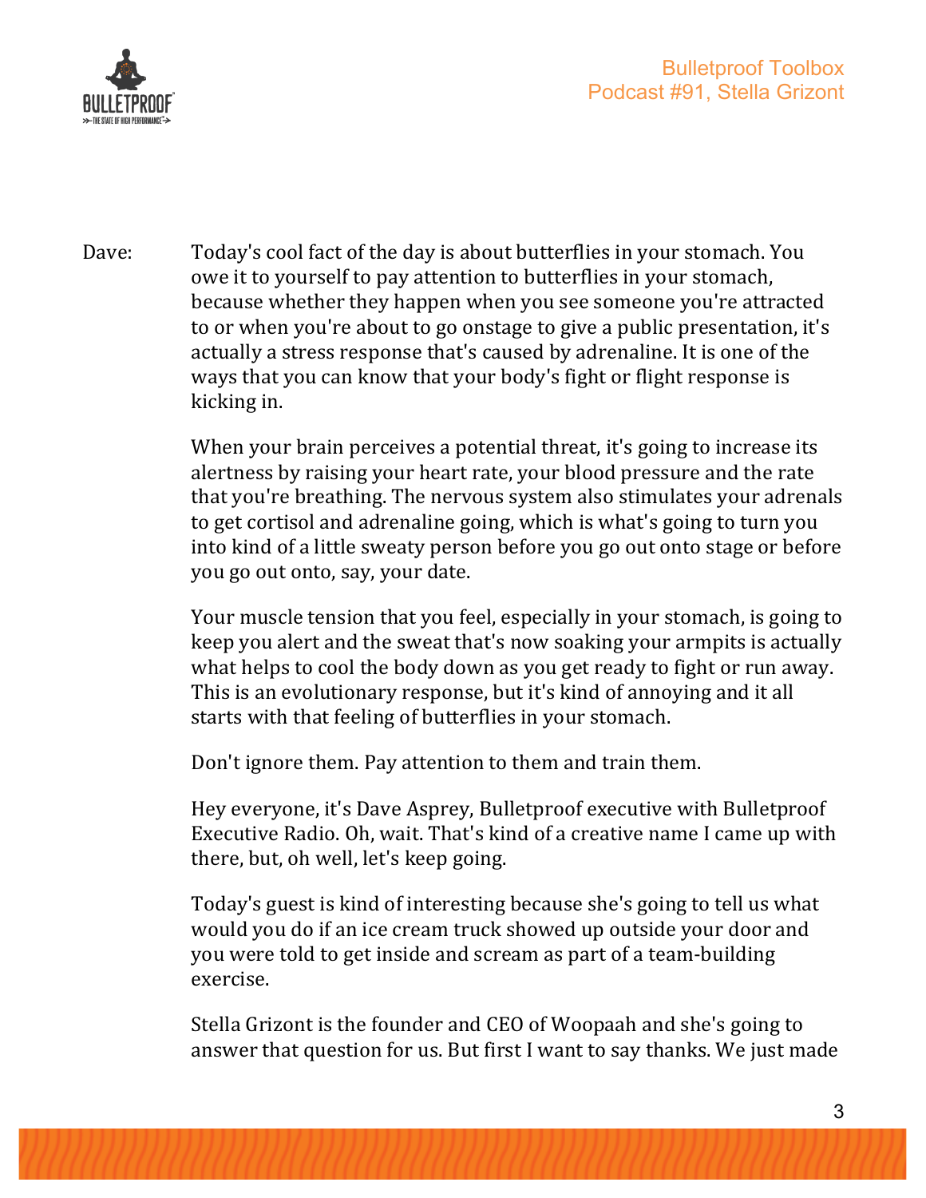Dave: Today's cool fact of the day is about butterflies in your stomach. You owe it to yourself to pay attention to butterflies in your stomach, because whether they happen when you see someone you're attracted to or when you're about to go onstage to give a public presentation, it's actually a stress response that's caused by adrenaline. It is one of the ways that you can know that your body's fight or flight response is kicking in.

When your brain perceives a potential threat, it's going to increase its alertness by raising your heart rate, your blood pressure and the rate that you're breathing. The nervous system also stimulates your adrenals to get cortisol and adrenaline going, which is what's going to turn you into kind of a little sweaty person before you go out onto stage or before you go out onto, say, your date.

Your muscle tension that you feel, especially in your stomach, is going to keep you alert and the sweat that's now soaking your armpits is actually what helps to cool the body down as you get ready to fight or run away. This is an evolutionary response, but it's kind of annoying and it all starts with that feeling of butterflies in your stomach.

Don't ignore them. Pay attention to them and train them.

Hey everyone, it's Dave Asprey, Bulletproof executive with Bulletproof Executive Radio. Oh, wait. That's kind of a creative name I came up with there, but, oh well, let's keep going.

Today's guest is kind of interesting because she's going to tell us what would you do if an ice cream truck showed up outside your door and you were told to get inside and scream as part of a team-building exercise.

Stella Grizont is the founder and CEO of Woopaah and she's going to answer that question for us. But first I want to say thanks. We just made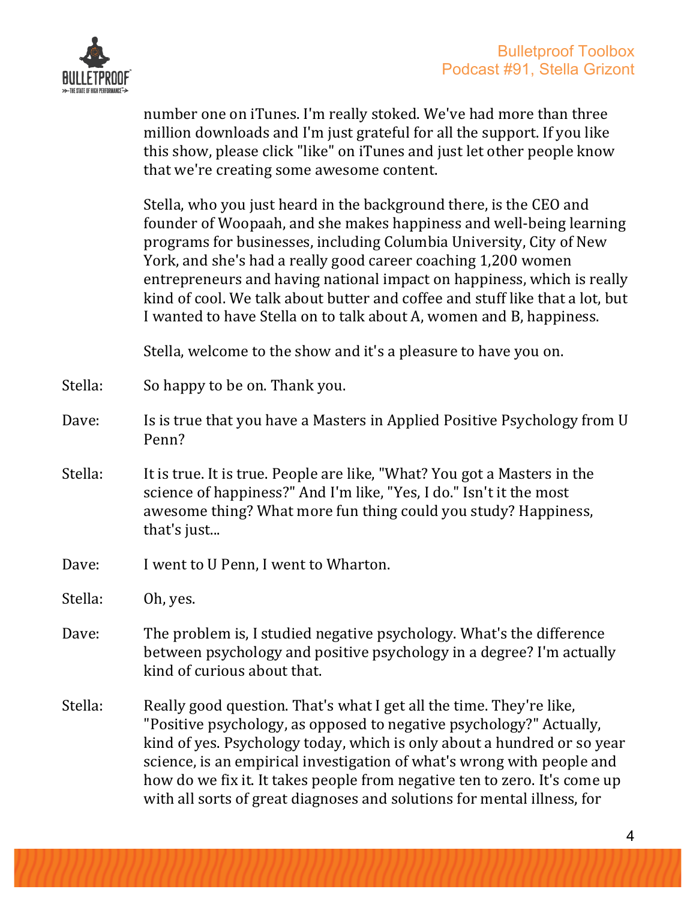number one on iTunes. I'm really stoked. We've had more than three million downloads and I'm just grateful for all the support. If you like this show, please click "like" on iTunes and just let other people know that we're creating some awesome content.

Stella, who you just heard in the background there, is the CEO and founder of Woopaah, and she makes happiness and well-being learning programs for businesses, including Columbia University, City of New York, and she's had a really good career coaching 1,200 women entrepreneurs and having national impact on happiness, which is really kind of cool. We talk about butter and coffee and stuff like that a lot, but I wanted to have Stella on to talk about A, women and B, happiness.

Stella, welcome to the show and it's a pleasure to have you on.

Stella: So happy to be on. Thank you.

Dave: Is is true that you have a Masters in Applied Positive Psychology from U Penn?

Stella: It is true. It is true. People are like, "What? You got a Masters in the science of happiness?" And I'm like, "Yes, I do." Isn't it the most awesome thing? What more fun thing could you study? Happiness, that's just...

Dave: I went to U Penn, I went to Wharton.

Stella: Oh, yes.

Dave: The problem is, I studied negative psychology. What's the difference between psychology and positive psychology in a degree? I'm actually kind of curious about that.

Stella: Really good question. That's what I get all the time. They're like, "Positive psychology, as opposed to negative psychology?" Actually, kind of yes. Psychology today, which is only about a hundred or so year science, is an empirical investigation of what's wrong with people and how do we fix it. It takes people from negative ten to zero. It's come up with all sorts of great diagnoses and solutions for mental illness, for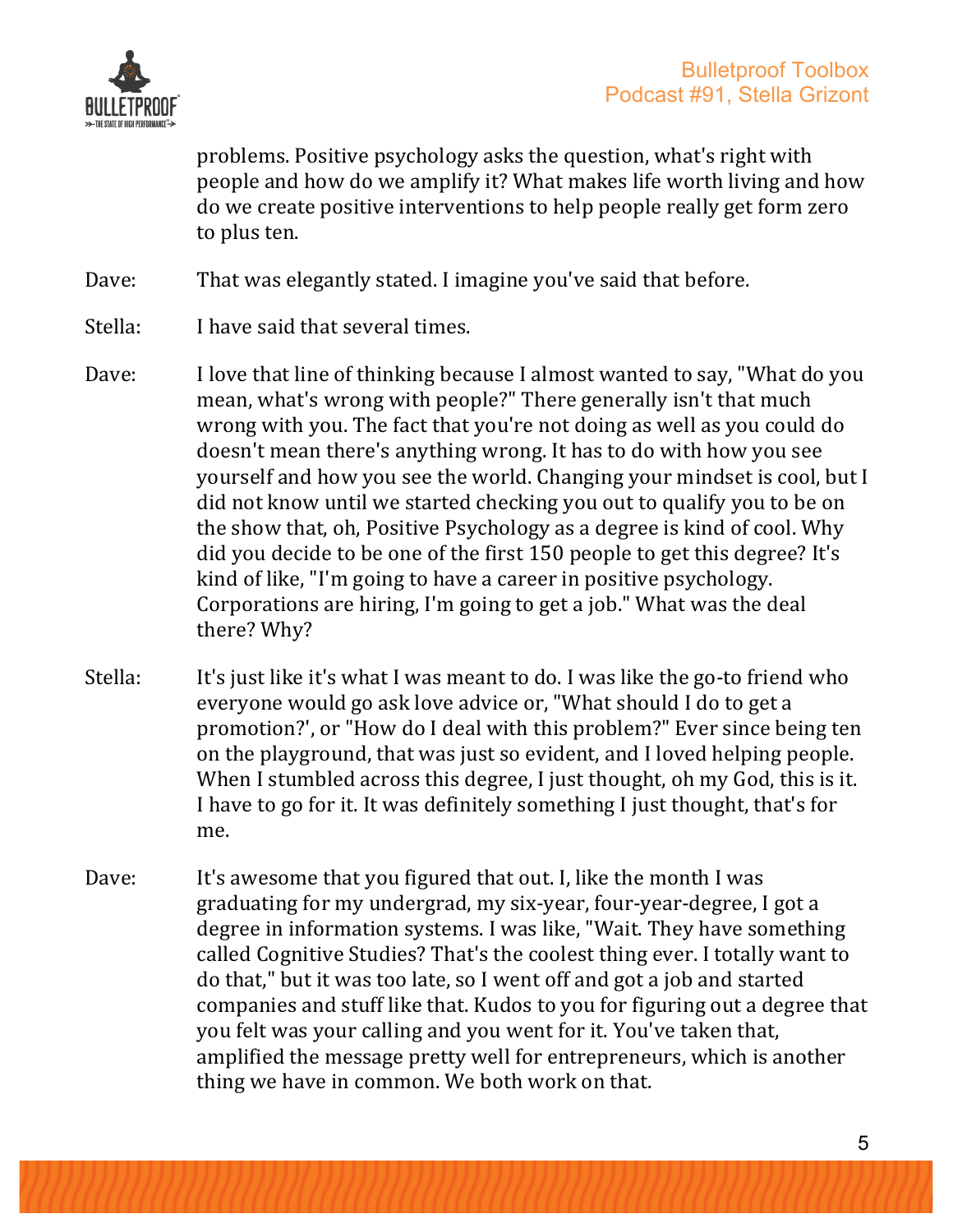problems. Positive psychology asks the question, what's right with people and how do we amplify it? What makes life worth living and how do we create positive interventions to help people really get form zero to plus ten.

Dave: That was elegantly stated. I imagine you've said that before.

Stella: I have said that several times.

Dave: I love that line of thinking because I almost wanted to say, "What do you mean, what's wrong with people?" There generally isn't that much wrong with you. The fact that you're not doing as well as you could do doesn't mean there's anything wrong. It has to do with how you see yourself and how you see the world. Changing your mindset is cool, but I did not know until we started checking you out to qualify you to be on the show that, oh, Positive Psychology as a degree is kind of cool. Why did you decide to be one of the first 150 people to get this degree? It's kind of like, "I'm going to have a career in positive psychology. Corporations are hiring, I'm going to get a job." What was the deal there? Why?

Stella: It's just like it's what I was meant to do. I was like the go-to friend who everyone would go ask love advice or, "What should I do to get a promotion?', or "How do I deal with this problem?" Ever since being ten on the playground, that was just so evident, and I loved helping people. When I stumbled across this degree, I just thought, oh my God, this is it. I have to go for it. It was definitely something I just thought, that's for me.

Dave: It's awesome that you figured that out. I, like the month I was graduating for my undergrad, my six-year, four-year-degree, I got a degree in information systems. I was like, "Wait. They have something called Cognitive Studies? That's the coolest thing ever. I totally want to do that," but it was too late, so I went off and got a job and started companies and stuff like that. Kudos to you for figuring out a degree that you felt was your calling and you went for it. You've taken that, amplified the message pretty well for entrepreneurs, which is another thing we have in common. We both work on that.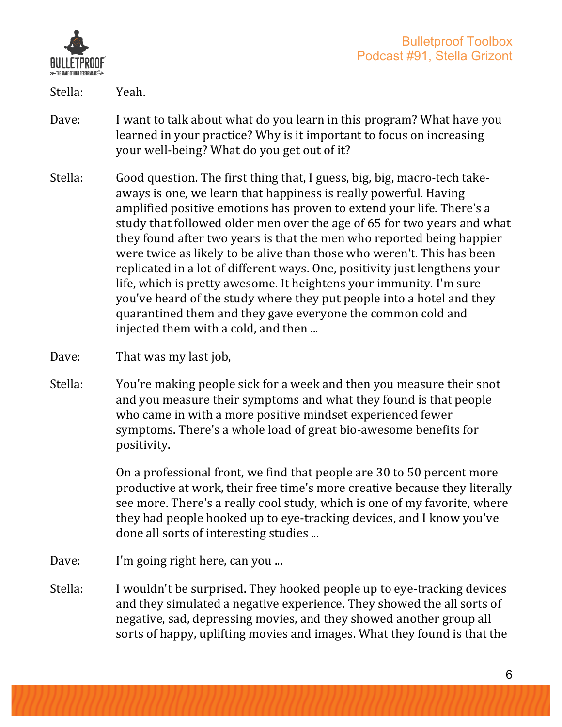Stella: Yeah.

Dave: I want to talk about what do you learn in this program? What have you learned in your practice? Why is it important to focus on increasing your well-being? What do you get out of it?

Stella: Good question. The first thing that, I guess, big, big, macro-tech take-aways is one, we learn that happiness is really powerful. Having amplified positive emotions has proven to extend your life. There's a study that followed older men over the age of 65 for two years and what they found after two years is that the men who reported being happier were twice as likely to be alive than those who weren't. This has been replicated in a lot of different ways. One, positivity just lengthens your life, which is pretty awesome. It heightens your immunity. I'm sure you've heard of the study where they put people into a hotel and they quarantined them and they gave everyone the common cold and injected them with a cold, and then ...

Dave: That was my last job,

Stella: You're making people sick for a week and then you measure their snot and you measure their symptoms and what they found is that people who came in with a more positive mindset experienced fewer symptoms. There's a whole load of great bio-awesome benefits for positivity.

On a professional front, we find that people are 30 to 50 percent more productive at work, their free time's more creative because they literally see more. There's a really cool study, which is one of my favorite, where they had people hooked up to eye-tracking devices, and I know you've done all sorts of interesting studies ...

Dave: I'm going right here, can you ...

Stella: I wouldn't be surprised. They hooked people up to eye-tracking devices and they simulated a negative experience. They showed the all sorts of negative, sad, depressing movies, and they showed another group all sorts of happy, uplifting movies and images. What they found is that the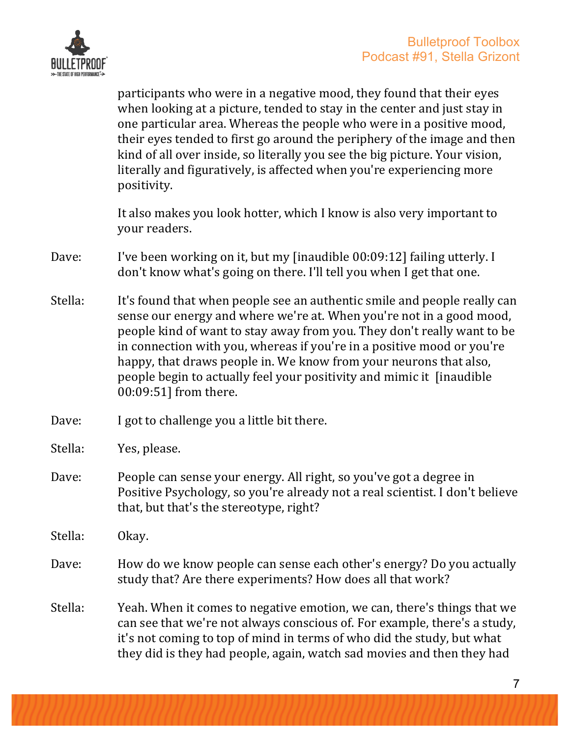participants who were in a negative mood, they found that their eyes when looking at a picture, tended to stay in the center and just stay in one particular area. Whereas the people who were in a positive mood, their eyes tended to first go around the periphery of the image and then kind of all over inside, so literally you see the big picture. Your vision, literally and figuratively, is affected when you're experiencing more positivity.

It also makes you look hotter, which I know is also very important to your readers.

Dave: I've been working on it, but my [inaudible 00:09:12] failing utterly. I don't know what's going on there. I'll tell you when I get that one.

Stella: It's found that when people see an authentic smile and people really can sense our energy and where we're at. When you're not in a good mood, people kind of want to stay away from you. They don't really want to be in connection with you, whereas if you're in a positive mood or you're happy, that draws people in. We know from your neurons that also, people begin to actually feel your positivity and mimic it [inaudible 00:09:51] from there.

Dave: I got to challenge you a little bit there.

Stella: Yes, please.

Dave: People can sense your energy. All right, so you've got a degree in Positive Psychology, so you're already not a real scientist. I don't believe that, but that's the stereotype, right?

Stella: Okay.

Dave: How do we know people can sense each other's energy? Do you actually study that? Are there experiments? How does all that work?

Stella: Yeah. When it comes to negative emotion, we can, there's things that we can see that we're not always conscious of. For example, there's a study, it's not coming to top of mind in terms of who did the study, but what they did is they had people, again, watch sad movies and then they had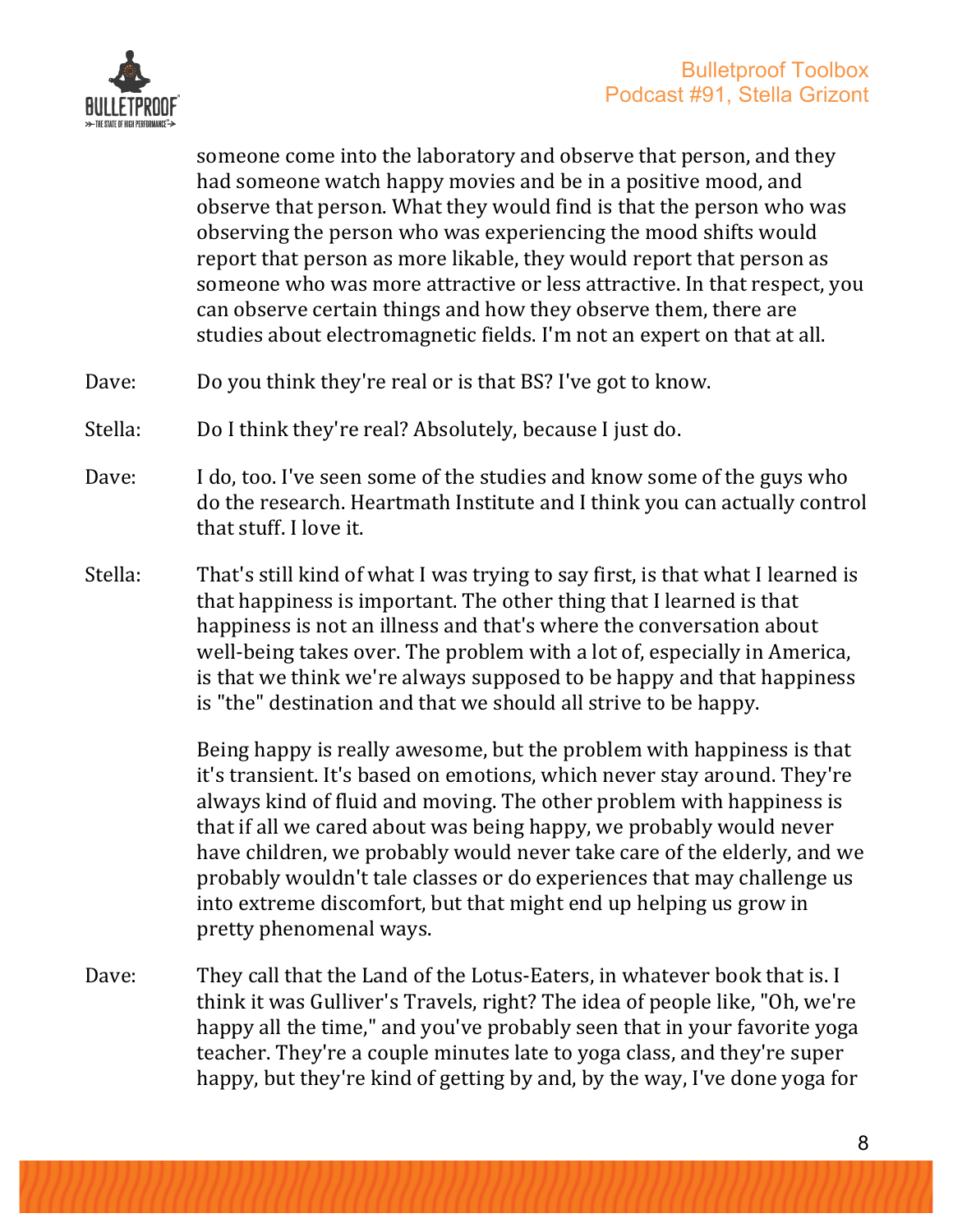someone come into the laboratory and observe that person, and they had someone watch happy movies and be in a positive mood, and observe that person. What they would find is that the person who was observing the person who was experiencing the mood shifts would report that person as more likable, they would report that person as someone who was more attractive or less attractive. In that respect, you can observe certain things and how they observe them, there are studies about electromagnetic fields. I'm not an expert on that at all.

Dave: Do you think they're real or is that BS? I've got to know.

Stella: Do I think they're real? Absolutely, because I just do.

Dave: I do, too. I've seen some of the studies and know some of the guys who do the research. Heartmath Institute and I think you can actually control that stuff. I love it.

Stella: That's still kind of what I was trying to say first, is that what I learned is that happiness is important. The other thing that I learned is that happiness is not an illness and that's where the conversation about well-being takes over. The problem with a lot of, especially in America, is that we think we're always supposed to be happy and that happiness is "the" destination and that we should all strive to be happy.

Being happy is really awesome, but the problem with happiness is that it's transient. It's based on emotions, which never stay around. They're always kind of fluid and moving. The other problem with happiness is that if all we cared about was being happy, we probably would never have children, we probably would never take care of the elderly, and we probably wouldn't tale classes or do experiences that may challenge us into extreme discomfort, but that might end up helping us grow in pretty phenomenal ways.

Dave: They call that the Land of the Lotus-Eaters, in whatever book that is. I think it was Gulliver's Travels, right? The idea of people like, "Oh, we're happy all the time," and you've probably seen that in your favorite yoga teacher. They're a couple minutes late to yoga class, and they're super happy, but they're kind of getting by and, by the way, I've done yoga for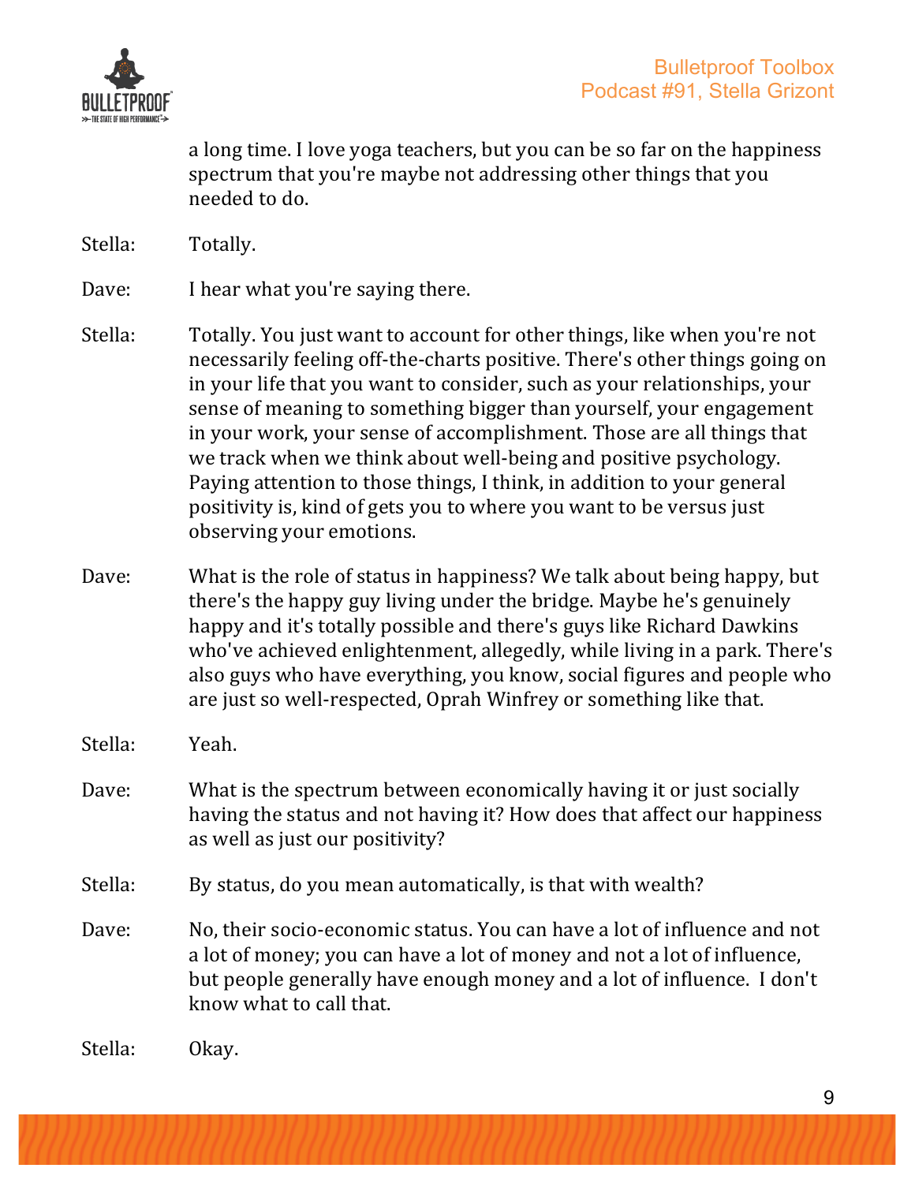a long time. I love yoga teachers, but you can be so far on the happiness spectrum that you're maybe not addressing other things that you needed to do.

Stella: Totally.

Dave: I hear what you're saying there.

Stella: Totally. You just want to account for other things, like when you're not necessarily feeling off-the-charts positive. There's other things going on in your life that you want to consider, such as your relationships, your sense of meaning to something bigger than yourself, your engagement in your work, your sense of accomplishment. Those are all things that we track when we think about well-being and positive psychology. Paying attention to those things, I think, in addition to your general positivity is, kind of gets you to where you want to be versus just observing your emotions.

Dave: What is the role of status in happiness? We talk about being happy, but there's the happy guy living under the bridge. Maybe he's genuinely happy and it's totally possible and there's guys like Richard Dawkins who've achieved enlightenment, allegedly, while living in a park. There's also guys who have everything, you know, social figures and people who are just so well-respected, Oprah Winfrey or something like that.

Stella: Yeah.

Dave: What is the spectrum between economically having it or just socially having the status and not having it? How does that affect our happiness as well as just our positivity?

Stella: By status, do you mean automatically, is that with wealth?

Dave: No, their socio-economic status. You can have a lot of influence and not a lot of money; you can have a lot of money and not a lot of influence, but people generally have enough money and a lot of influence. I don't know what to call that.

Stella: Okay.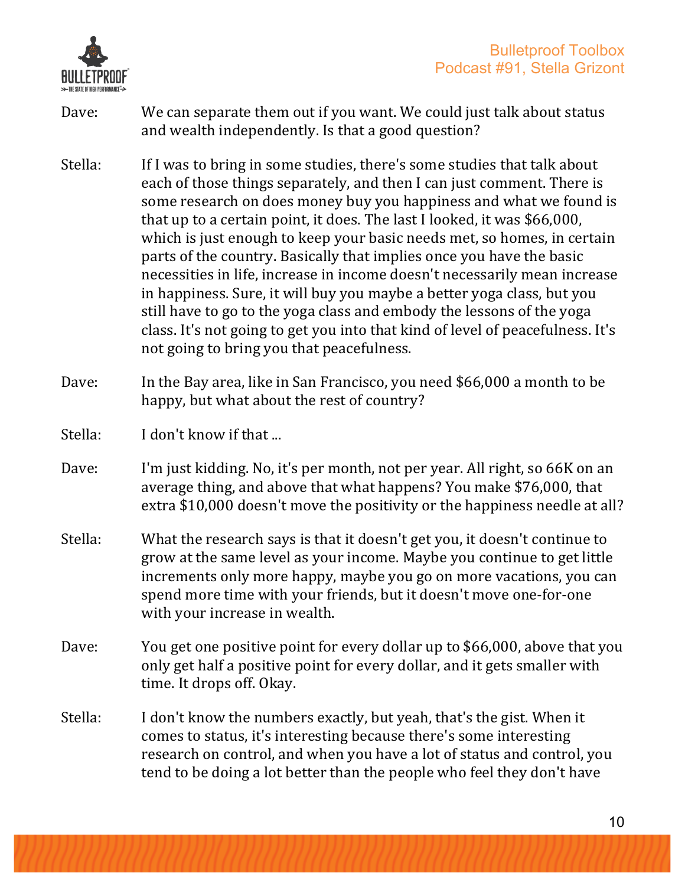Dave: We can separate them out if you want. We could just talk about status and wealth independently. Is that a good question?

Stella: If I was to bring in some studies, there's some studies that talk about each of those things separately, and then I can just comment. There is some research on does money buy you happiness and what we found is that up to a certain point, it does. The last I looked, it was $66,000, which is just enough to keep your basic needs met, so homes, in certain parts of the country. Basically that implies once you have the basic necessities in life, increase in income doesn't necessarily mean increase in happiness. Sure, it will buy you maybe a better yoga class, but you still have to go to the yoga class and embody the lessons of the yoga class. It's not going to get you into that kind of level of peacefulness. It's not going to bring you that peacefulness.

Dave: In the Bay area, like in San Francisco, you need $66,000 a month to be happy, but what about the rest of country?

Stella: I don't know if that ...

Dave: I'm just kidding. No, it's per month, not per year. All right, so 66K on an average thing, and above that what happens? You make $76,000, that extra $10,000 doesn't move the positivity or the happiness needle at all?

Stella: What the research says is that it doesn't get you, it doesn't continue to grow at the same level as your income. Maybe you continue to get little increments only more happy, maybe you go on more vacations, you can spend more time with your friends, but it doesn't move one-for-one with your increase in wealth.

Dave: You get one positive point for every dollar up to $66,000, above that you only get half a positive point for every dollar, and it gets smaller with time. It drops off. Okay.

Stella: I don't know the numbers exactly, but yeah, that's the gist. When it comes to status, it's interesting because there's some interesting research on control, and when you have a lot of status and control, you tend to be doing a lot better than the people who feel they don't have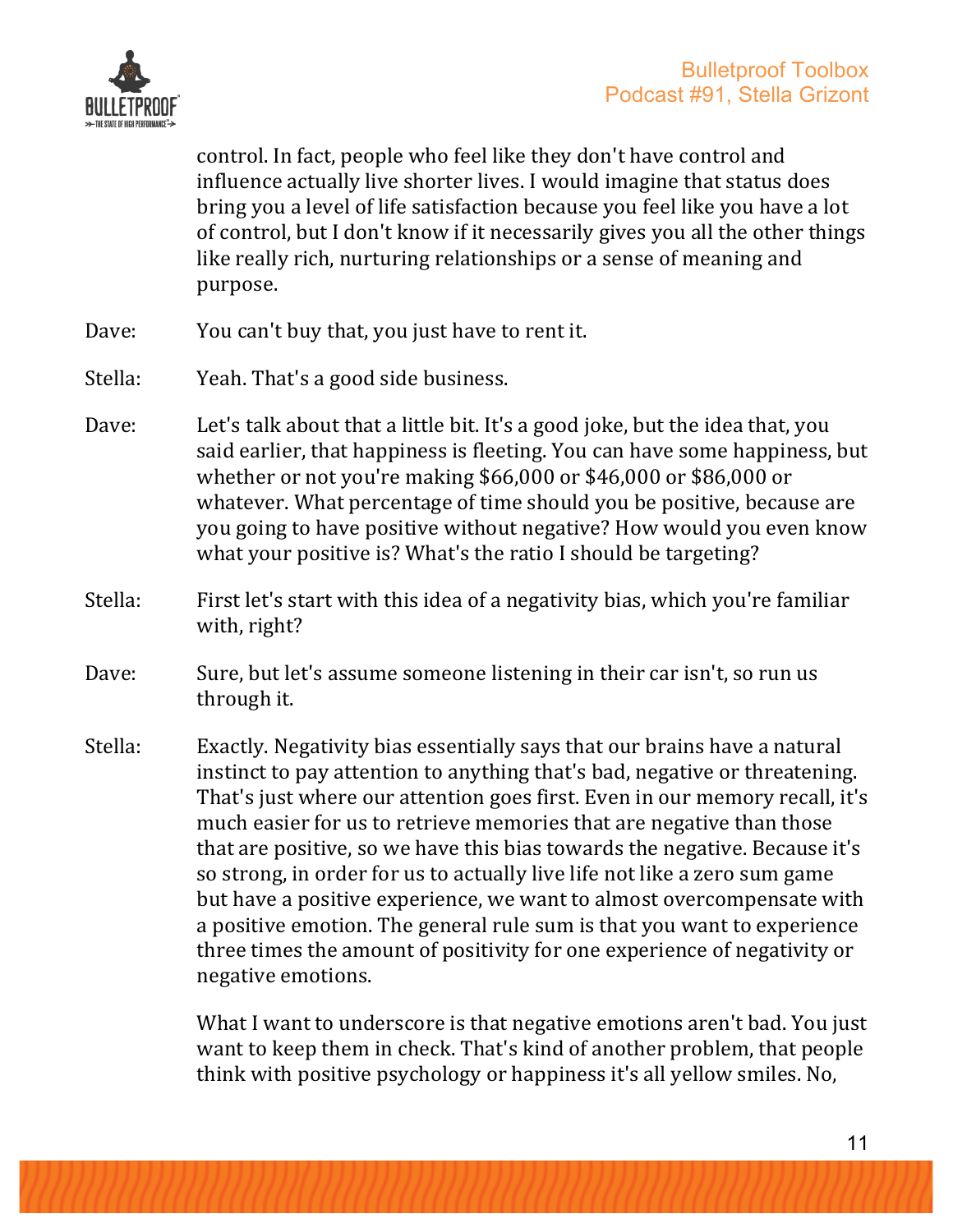control. In fact, people who feel like they don't have control and influence actually live shorter lives. I would imagine that status does bring you a level of life satisfaction because you feel like you have a lot of control, but I don't know if it necessarily gives you all the other things like really rich, nurturing relationships or a sense of meaning and purpose.

Dave: You can't buy that, you just have to rent it.

Stella: Yeah. That's a good side business.

Dave: Let's talk about that a little bit. It's a good joke, but the idea that, you said earlier, that happiness is fleeting. You can have some happiness, but whether or not you're making $66,000 or $46,000 or $86,000 or whatever. What percentage of time should you be positive, because are you going to have positive without negative? How would you even know what your positive is? What's the ratio I should be targeting?

Stella: First let's start with this idea of a negativity bias, which you're familiar with, right?

Dave: Sure, but let's assume someone listening in their car isn't, so run us through it.

Stella: Exactly. Negativity bias essentially says that our brains have a natural instinct to pay attention to anything that's bad, negative or threatening. That's just where our attention goes first. Even in our memory recall, it's much easier for us to retrieve memories that are negative than those that are positive, so we have this bias towards the negative. Because it's so strong, in order for us to actually live life not like a zero sum game but have a positive experience, we want to almost overcompensate with a positive emotion. The general rule sum is that you want to experience three times the amount of positivity for one experience of negativity or negative emotions.

What I want to underscore is that negative emotions aren't bad. You just want to keep them in check. That's kind of another problem, that people think with positive psychology or happiness it's all yellow smiles. No,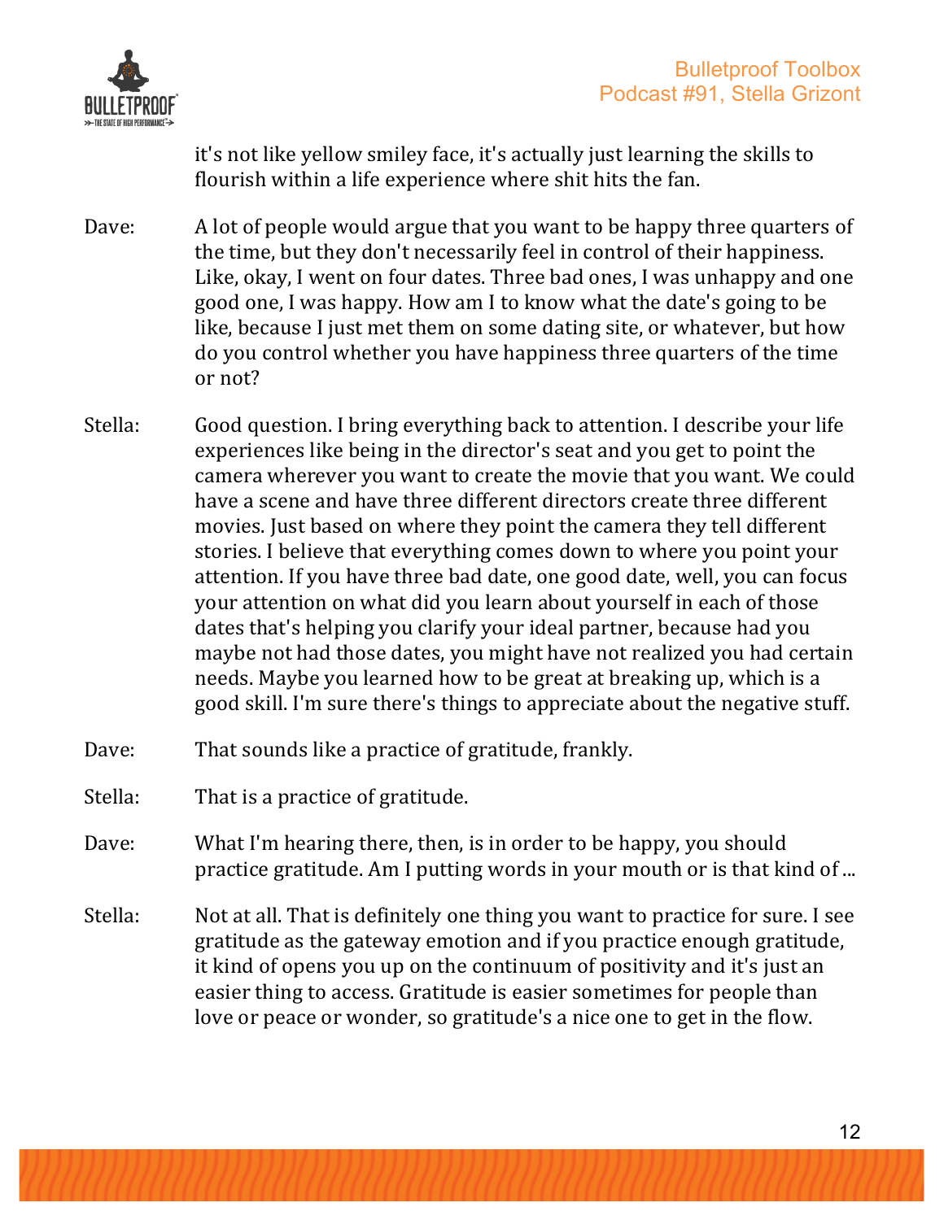it's not like yellow smiley face, it's actually just learning the skills to flourish within a life experience where shit hits the fan.

Dave: A lot of people would argue that you want to be happy three quarters of the time, but they don't necessarily feel in control of their happiness. Like, okay, I went on four dates. Three bad ones, I was unhappy and one good one, I was happy. How am I to know what the date's going to be like, because I just met them on some dating site, or whatever, but how do you control whether you have happiness three quarters of the time or not?

Stella: Good question. I bring everything back to attention. I describe your life experiences like being in the director's seat and you get to point the camera wherever you want to create the movie that you want. We could have a scene and have three different directors create three different movies. Just based on where they point the camera they tell different stories. I believe that everything comes down to where you point your attention. If you have three bad date, one good date, well, you can focus your attention on what did you learn about yourself in each of those dates that's helping you clarify your ideal partner, because had you maybe not had those dates, you might have not realized you had certain needs. Maybe you learned how to be great at breaking up, which is a good skill. I'm sure there's things to appreciate about the negative stuff.

Dave: That sounds like a practice of gratitude, frankly.

Stella: That is a practice of gratitude.

Dave: What I'm hearing there, then, is in order to be happy, you should practice gratitude. Am I putting words in your mouth or is that kind of ...

Stella: Not at all. That is definitely one thing you want to practice for sure. I see gratitude as the gateway emotion and if you practice enough gratitude, it kind of opens you up on the continuum of positivity and it's just an easier thing to access. Gratitude is easier sometimes for people than love or peace or wonder, so gratitude's a nice one to get in the flow.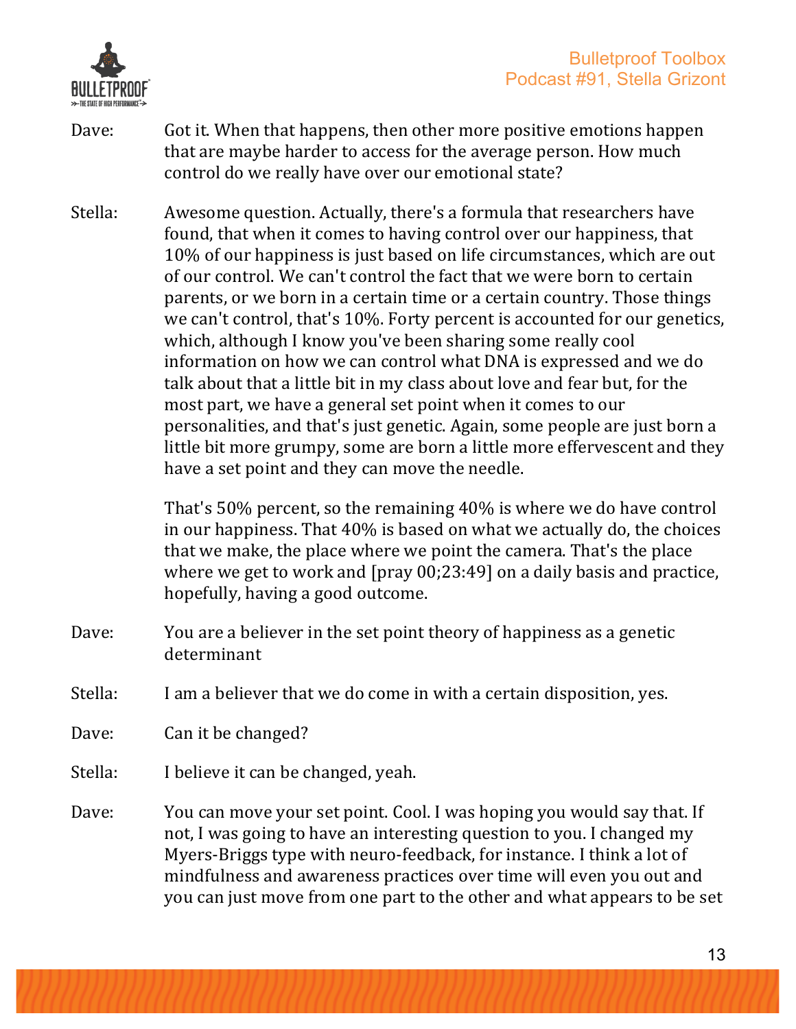Dave: Got it. When that happens, then other more positive emotions happen that are maybe harder to access for the average person. How much control do we really have over our emotional state?

Stella: Awesome question. Actually, there's a formula that researchers have found, that when it comes to having control over our happiness, that 10% of our happiness is just based on life circumstances, which are out of our control. We can't control the fact that we were born to certain parents, or we born in a certain time or a certain country. Those things we can't control, that's 10%. Forty percent is accounted for our genetics, which, although I know you've been sharing some really cool information on how we can control what DNA is expressed and we do talk about that a little bit in my class about love and fear but, for the most part, we have a general set point when it comes to our personalities, and that's just genetic. Again, some people are just born a little bit more grumpy, some are born a little more effervescent and they have a set point and they can move the needle.

That's 50% percent, so the remaining 40% is where we do have control in our happiness. That 40% is based on what we actually do, the choices that we make, the place where we point the camera. That's the place where we get to work and [pray 00;23:49] on a daily basis and practice, hopefully, having a good outcome.

Dave: You are a believer in the set point theory of happiness as a genetic determinant

Stella: I am a believer that we do come in with a certain disposition, yes.

Dave: Can it be changed?

Stella: I believe it can be changed, yeah.

Dave: You can move your set point. Cool. I was hoping you would say that. If not, I was going to have an interesting question to you. I changed my Myers-Briggs type with neuro-feedback, for instance. I think a lot of mindfulness and awareness practices over time will even you out and you can just move from one part to the other and what appears to be set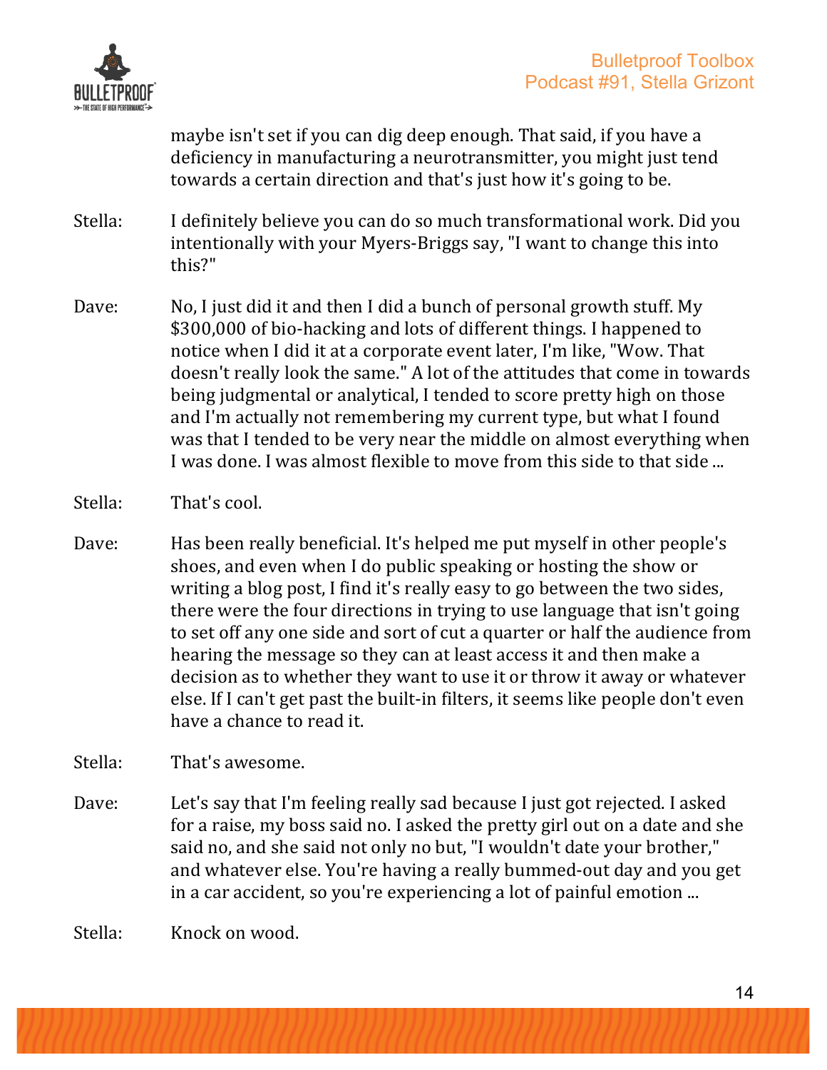maybe isn't set if you can dig deep enough. That said, if you have a deficiency in manufacturing a neurotransmitter, you might just tend towards a certain direction and that's just how it's going to be.

Stella: I definitely believe you can do so much transformational work. Did you intentionally with your Myers-Briggs say, "I want to change this into this?"

Dave: No, I just did it and then I did a bunch of personal growth stuff. My $300,000 of bio-hacking and lots of different things. I happened to notice when I did it at a corporate event later, I'm like, "Wow. That doesn't really look the same." A lot of the attitudes that come in towards being judgmental or analytical, I tended to score pretty high on those and I'm actually not remembering my current type, but what I found was that I tended to be very near the middle on almost everything when I was done. I was almost flexible to move from this side to that side ...

Stella: That's cool.

Dave: Has been really beneficial. It's helped me put myself in other people's shoes, and even when I do public speaking or hosting the show or writing a blog post, I find it's really easy to go between the two sides, there were the four directions in trying to use language that isn't going to set off any one side and sort of cut a quarter or half the audience from hearing the message so they can at least access it and then make a decision as to whether they want to use it or throw it away or whatever else. If I can't get past the built-in filters, it seems like people don't even have a chance to read it.

Stella: That's awesome.

Dave: Let's say that I'm feeling really sad because I just got rejected. I asked for a raise, my boss said no. I asked the pretty girl out on a date and she said no, and she said not only no but, "I wouldn't date your brother," and whatever else. You're having a really bummed-out day and you get in a car accident, so you're experiencing a lot of painful emotion ...

Stella: Knock on wood.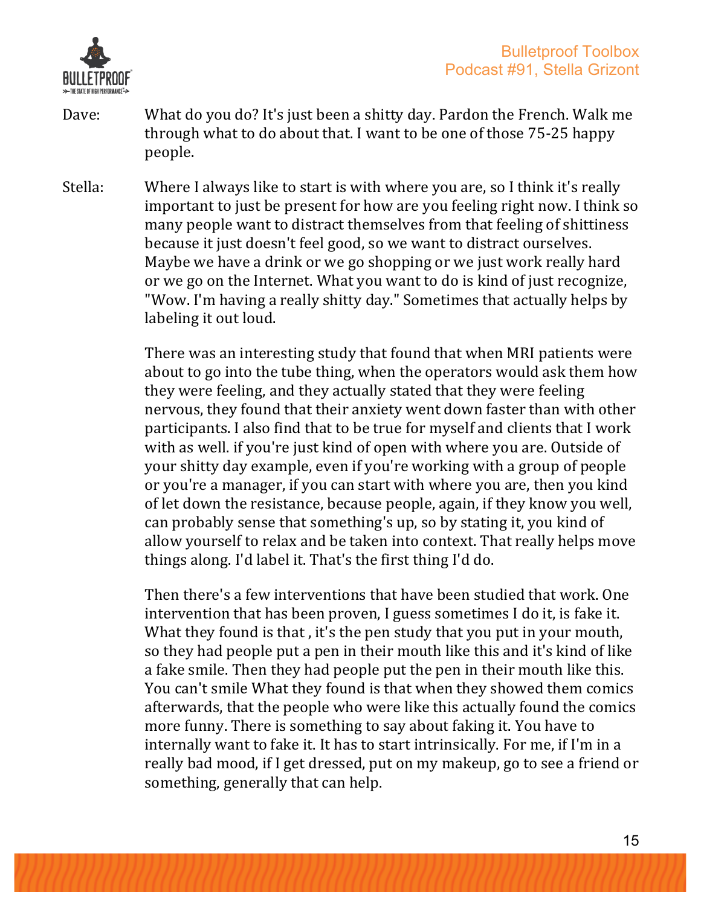Dave: What do you do? It's just been a shitty day. Pardon the French. Walk me through what to do about that. I want to be one of those 75-25 happy people.

Stella: Where I always like to start is with where you are, so I think it's really important to just be present for how are you feeling right now. I think so many people want to distract themselves from that feeling of shittiness because it just doesn't feel good, so we want to distract ourselves. Maybe we have a drink or we go shopping or we just work really hard or we go on the Internet. What you want to do is kind of just recognize, "Wow. I'm having a really shitty day." Sometimes that actually helps by labeling it out loud.

There was an interesting study that found that when MRI patients were about to go into the tube thing, when the operators would ask them how they were feeling, and they actually stated that they were feeling nervous, they found that their anxiety went down faster than with other participants. I also find that to be true for myself and clients that I work with as well. if you're just kind of open with where you are. Outside of your shitty day example, even if you're working with a group of people or you're a manager, if you can start with where you are, then you kind of let down the resistance, because people, again, if they know you well, can probably sense that something's up, so by stating it, you kind of allow yourself to relax and be taken into context. That really helps move things along. I'd label it. That's the first thing I'd do.

Then there's a few interventions that have been studied that work. One intervention that has been proven, I guess sometimes I do it, is fake it. What they found is that , it's the pen study that you put in your mouth, so they had people put a pen in their mouth like this and it's kind of like a fake smile. Then they had people put the pen in their mouth like this. You can't smile What they found is that when they showed them comics afterwards, that the people who were like this actually found the comics more funny. There is something to say about faking it. You have to internally want to fake it. It has to start intrinsically. For me, if I'm in a really bad mood, if I get dressed, put on my makeup, go to see a friend or something, generally that can help.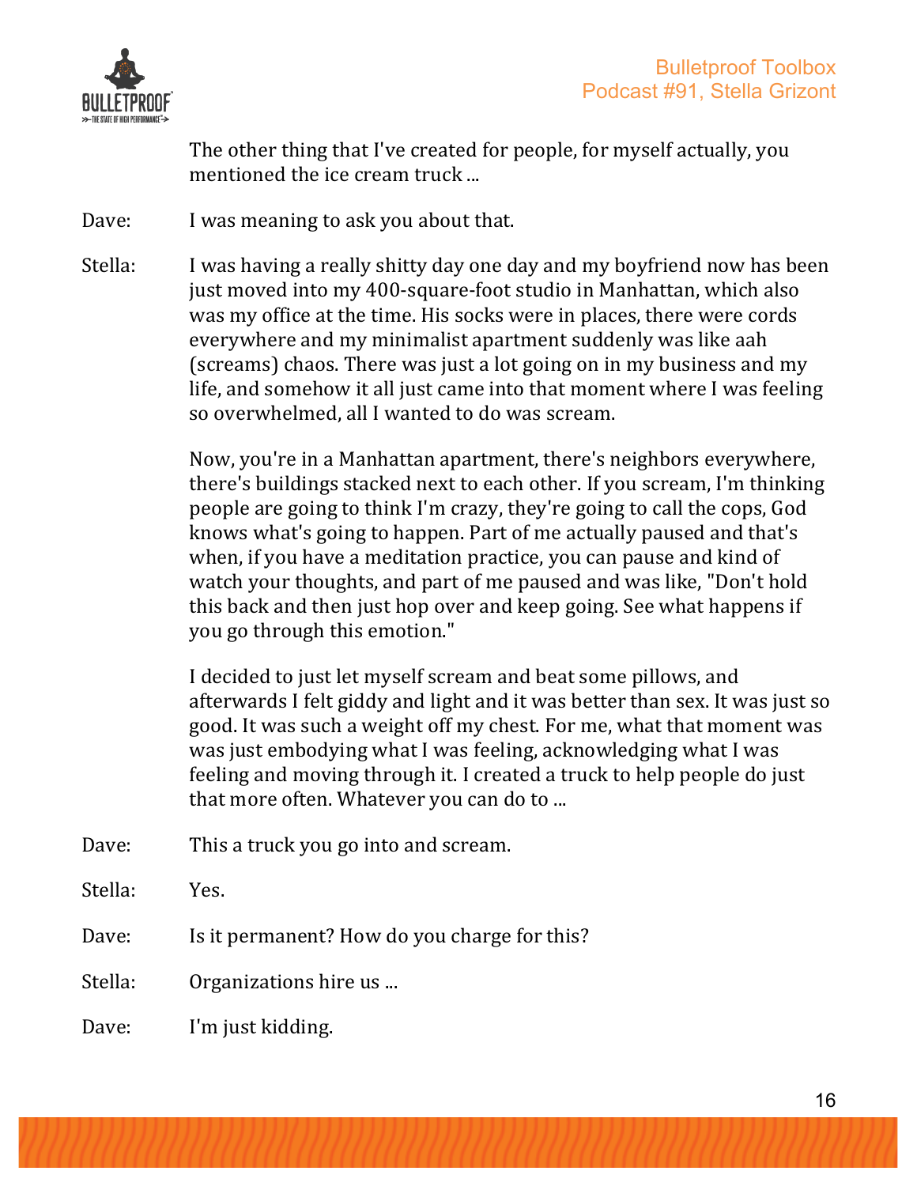The other thing that I've created for people, for myself actually, you mentioned the ice cream truck ...

Dave: I was meaning to ask you about that.

Stella: I was having a really shitty day one day and my boyfriend now has been just moved into my 400-square-foot studio in Manhattan, which also was my office at the time. His socks were in places, there were cords everywhere and my minimalist apartment suddenly was like aah (screams) chaos. There was just a lot going on in my business and my life, and somehow it all just came into that moment where I was feeling so overwhelmed, all I wanted to do was scream.

Now, you're in a Manhattan apartment, there's neighbors everywhere, there's buildings stacked next to each other. If you scream, I'm thinking people are going to think I'm crazy, they're going to call the cops, God knows what's going to happen. Part of me actually paused and that's when, if you have a meditation practice, you can pause and kind of watch your thoughts, and part of me paused and was like, "Don't hold this back and then just hop over and keep going. See what happens if you go through this emotion."

I decided to just let myself scream and beat some pillows, and afterwards I felt giddy and light and it was better than sex. It was just so good. It was such a weight off my chest. For me, what that moment was was just embodying what I was feeling, acknowledging what I was feeling and moving through it. I created a truck to help people do just that more often. Whatever you can do to ...

Dave: This a truck you go into and scream.

Stella: Yes.

Dave: Is it permanent? How do you charge for this?

Stella: Organizations hire us ...

Dave: I'm just kidding.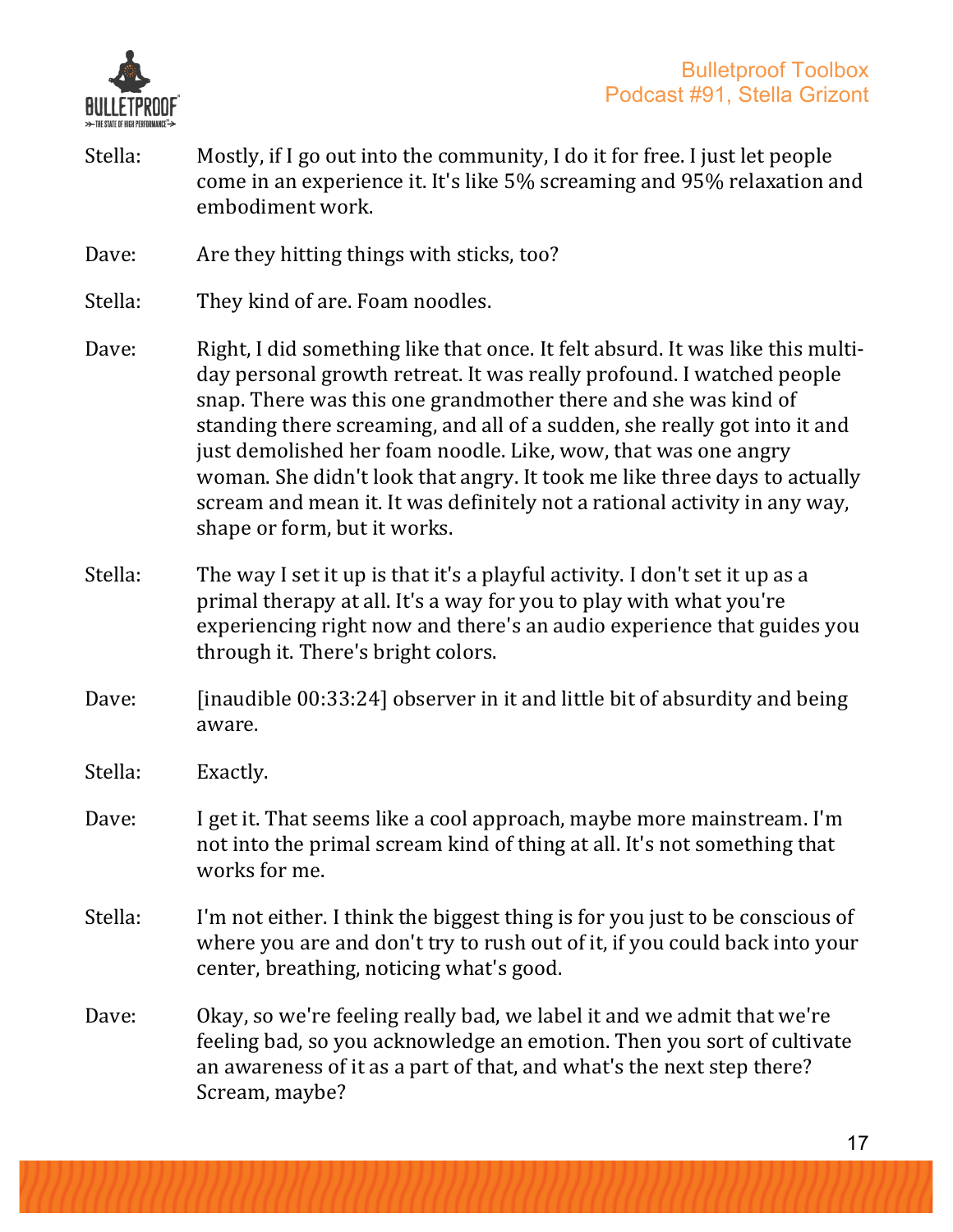Stella: Mostly, if I go out into the community, I do it for free. I just let people come in an experience it. It's like 5% screaming and 95% relaxation and embodiment work.

Dave: Are they hitting things with sticks, too?

Stella: They kind of are. Foam noodles.

Dave: Right, I did something like that once. It felt absurd. It was like this multi-day personal growth retreat. It was really profound. I watched people snap. There was this one grandmother there and she was kind of standing there screaming, and all of a sudden, she really got into it and just demolished her foam noodle. Like, wow, that was one angry woman. She didn't look that angry. It took me like three days to actually scream and mean it. It was definitely not a rational activity in any way, shape or form, but it works.

Stella: The way I set it up is that it's a playful activity. I don't set it up as a primal therapy at all. It's a way for you to play with what you're experiencing right now and there's an audio experience that guides you through it. There's bright colors.

Dave: [inaudible 00:33:24] observer in it and little bit of absurdity and being aware.

Stella: Exactly.

Dave: I get it. That seems like a cool approach, maybe more mainstream. I'm not into the primal scream kind of thing at all. It's not something that works for me.

Stella: I'm not either. I think the biggest thing is for you just to be conscious of where you are and don't try to rush out of it, if you could back into your center, breathing, noticing what's good.

Dave: Okay, so we're feeling really bad, we label it and we admit that we're feeling bad, so you acknowledge an emotion. Then you sort of cultivate an awareness of it as a part of that, and what's the next step there? Scream, maybe?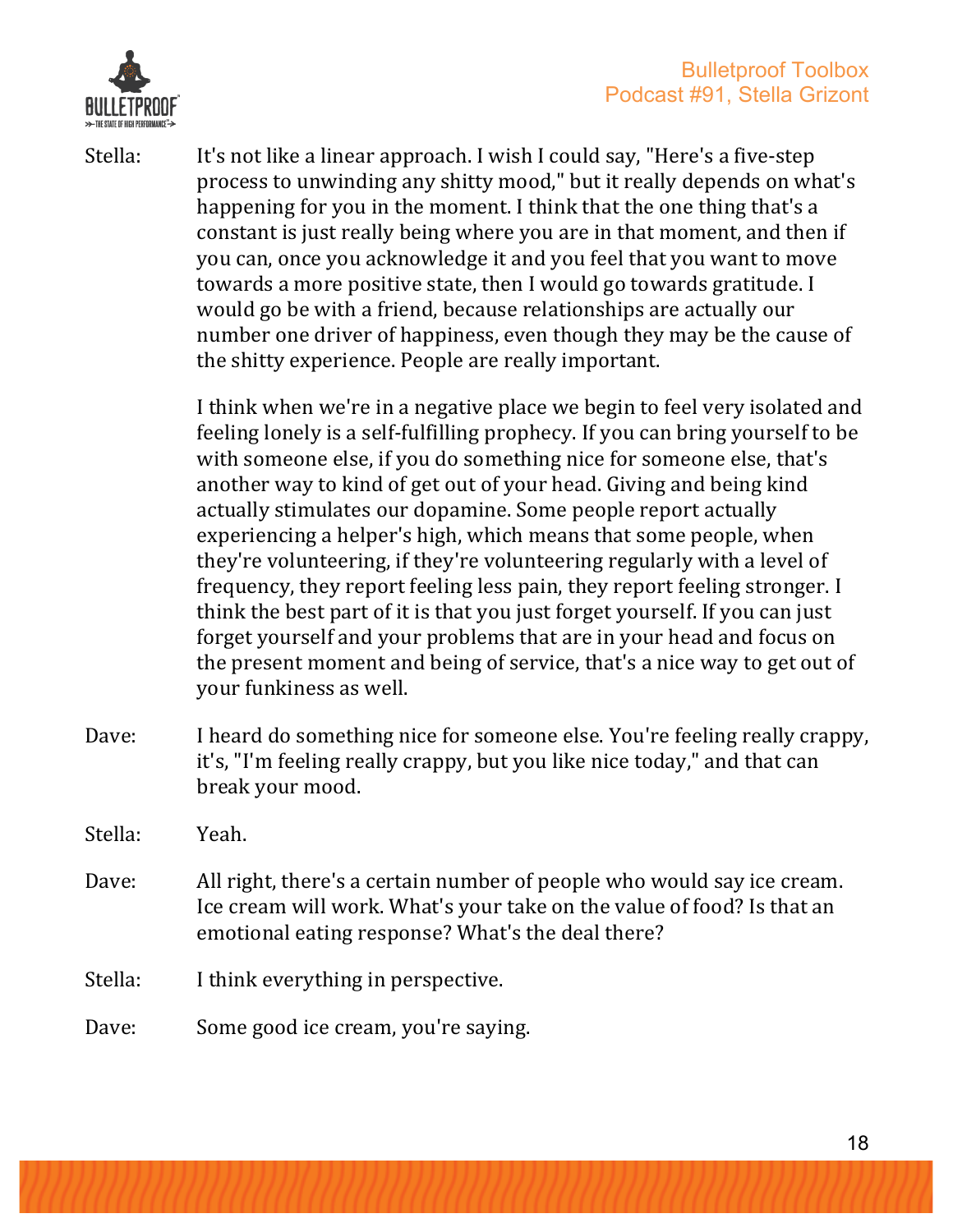Stella: It's not like a linear approach. I wish I could say, "Here's a five-step process to unwinding any shitty mood," but it really depends on what's happening for you in the moment. I think that the one thing that's a constant is just really being where you are in that moment, and then if you can, once you acknowledge it and you feel that you want to move towards a more positive state, then I would go towards gratitude. I would go be with a friend, because relationships are actually our number one driver of happiness, even though they may be the cause of the shitty experience. People are really important.

I think when we're in a negative place we begin to feel very isolated and feeling lonely is a self-fulfilling prophecy. If you can bring yourself to be with someone else, if you do something nice for someone else, that's another way to kind of get out of your head. Giving and being kind actually stimulates our dopamine. Some people report actually experiencing a helper's high, which means that some people, when they're volunteering, if they're volunteering regularly with a level of frequency, they report feeling less pain, they report feeling stronger. I think the best part of it is that you just forget yourself. If you can just forget yourself and your problems that are in your head and focus on the present moment and being of service, that's a nice way to get out of your funkiness as well.

Dave: I heard do something nice for someone else. You're feeling really crappy, it's, "I'm feeling really crappy, but you like nice today," and that can break your mood.

Stella: Yeah.

Dave: All right, there's a certain number of people who would say ice cream. Ice cream will work. What's your take on the value of food? Is that an emotional eating response? What's the deal there?

Stella: I think everything in perspective.

Dave: Some good ice cream, you're saying.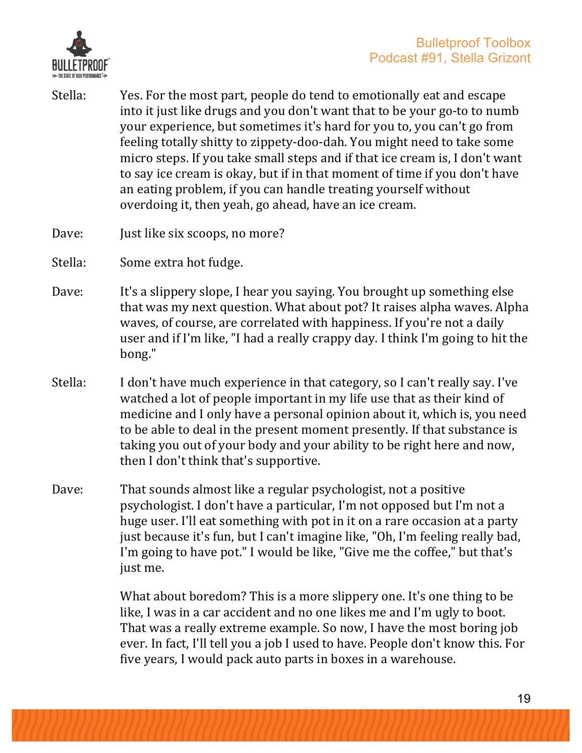Stella: Yes. For the most part, people do tend to emotionally eat and escape into it just like drugs and you don't want that to be your go-to to numb your experience, but sometimes it's hard for you to, you can't go from feeling totally shitty to zippety-doo-dah. You might need to take some micro steps. If you take small steps and if that ice cream is, I don't want to say ice cream is okay, but if in that moment of time if you don't have an eating problem, if you can handle treating yourself without overdoing it, then yeah, go ahead, have an ice cream.

Dave: Just like six scoops, no more?

Stella: Some extra hot fudge.

Dave: It's a slippery slope, I hear you saying. You brought up something else that was my next question. What about pot? It raises alpha waves. Alpha waves, of course, are correlated with happiness. If you're not a daily user and if I'm like, "I had a really crappy day. I think I'm going to hit the bong."

Stella: I don't have much experience in that category, so I can't really say. I've watched a lot of people important in my life use that as their kind of medicine and I only have a personal opinion about it, which is, you need to be able to deal in the present moment presently. If that substance is taking you out of your body and your ability to be right here and now, then I don't think that's supportive.

Dave: That sounds almost like a regular psychologist, not a positive psychologist. I don't have a particular, I'm not opposed but I'm not a huge user. I'll eat something with pot in it on a rare occasion at a party just because it's fun, but I can't imagine like, "Oh, I'm feeling really bad, I'm going to have pot." I would be like, "Give me the coffee," but that's just me.

What about boredom? This is a more slippery one. It's one thing to be like, I was in a car accident and no one likes me and I'm ugly to boot. That was a really extreme example. So now, I have the most boring job ever. In fact, I'll tell you a job I used to have. People don't know this. For five years, I would pack auto parts in boxes in a warehouse.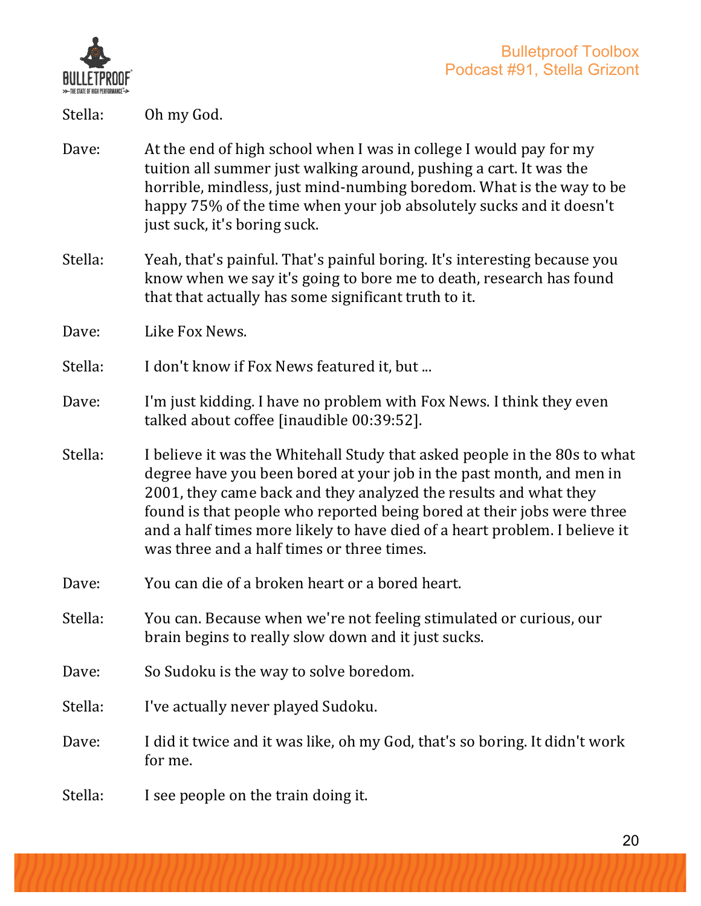Stella: Oh my God.

Dave: At the end of high school when I was in college I would pay for my tuition all summer just walking around, pushing a cart. It was the horrible, mindless, just mind-numbing boredom. What is the way to be happy 75% of the time when your job absolutely sucks and it doesn't just suck, it's boring suck.

Stella: Yeah, that's painful. That's painful boring. It's interesting because you know when we say it's going to bore me to death, research has found that that actually has some significant truth to it.

Dave: Like Fox News.

Stella: I don't know if Fox News featured it, but ...

Dave: I'm just kidding. I have no problem with Fox News. I think they even talked about coffee [inaudible 00:39:52].

Stella: I believe it was the Whitehall Study that asked people in the 80s to what degree have you been bored at your job in the past month, and men in 2001, they came back and they analyzed the results and what they found is that people who reported being bored at their jobs were three and a half times more likely to have died of a heart problem. I believe it was three and a half times or three times.

Dave: You can die of a broken heart or a bored heart.

Stella: You can. Because when we're not feeling stimulated or curious, our brain begins to really slow down and it just sucks.

Dave: So Sudoku is the way to solve boredom.

Stella: I've actually never played Sudoku.

Dave: I did it twice and it was like, oh my God, that's so boring. It didn't work for me.

Stella: I see people on the train doing it.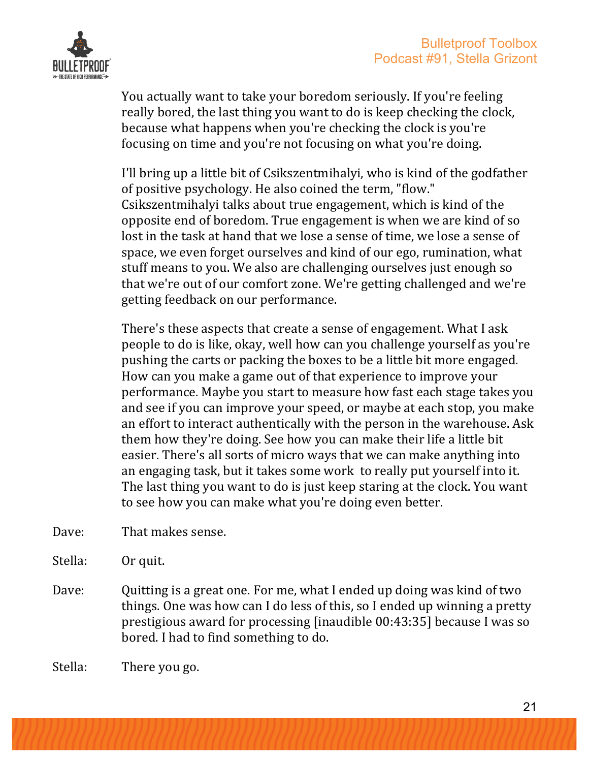You actually want to take your boredom seriously. If you're feeling really bored, the last thing you want to do is keep checking the clock, because what happens when you're checking the clock is you're focusing on time and you're not focusing on what you're doing.

I'll bring up a little bit of Csikszentmihalyi, who is kind of the godfather of positive psychology. He also coined the term, "flow." Csikszentmihalyi talks about true engagement, which is kind of the opposite end of boredom. True engagement is when we are kind of so lost in the task at hand that we lose a sense of time, we lose a sense of space, we even forget ourselves and kind of our ego, rumination, what stuff means to you. We also are challenging ourselves just enough so that we're out of our comfort zone. We're getting challenged and we're getting feedback on our performance.

There's these aspects that create a sense of engagement. What I ask people to do is like, okay, well how can you challenge yourself as you're pushing the carts or packing the boxes to be a little bit more engaged. How can you make a game out of that experience to improve your performance. Maybe you start to measure how fast each stage takes you and see if you can improve your speed, or maybe at each stop, you make an effort to interact authentically with the person in the warehouse. Ask them how they're doing. See how you can make their life a little bit easier. There's all sorts of micro ways that we can make anything into an engaging task, but it takes some work to really put yourself into it. The last thing you want to do is just keep staring at the clock. You want to see how you can make what you're doing even better.

Dave: That makes sense.

Stella: Or quit.

Dave: Quitting is a great one. For me, what I ended up doing was kind of two things. One was how can I do less of this, so I ended up winning a pretty prestigious award for processing [inaudible 00:43:35] because I was so bored. I had to find something to do.

Stella: There you go.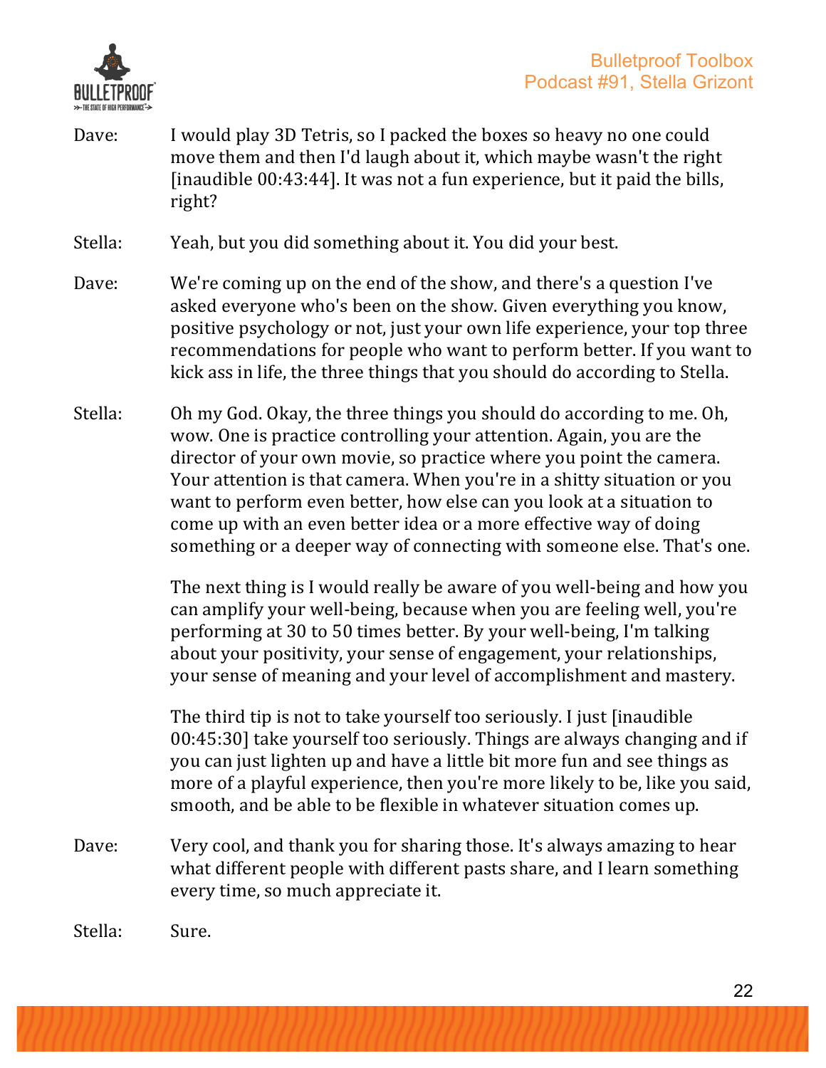Dave: I would play 3D Tetris, so I packed the boxes so heavy no one could move them and then I'd laugh about it, which maybe wasn't the right [inaudible 00:43:44]. It was not a fun experience, but it paid the bills, right?

Stella: Yeah, but you did something about it. You did your best.

Dave: We're coming up on the end of the show, and there's a question I've asked everyone who's been on the show. Given everything you know, positive psychology or not, just your own life experience, your top three recommendations for people who want to perform better. If you want to kick ass in life, the three things that you should do according to Stella.

Stella: Oh my God. Okay, the three things you should do according to me. Oh, wow. One is practice controlling your attention. Again, you are the director of your own movie, so practice where you point the camera. Your attention is that camera. When you're in a shitty situation or you want to perform even better, how else can you look at a situation to come up with an even better idea or a more effective way of doing something or a deeper way of connecting with someone else. That's one.

The next thing is I would really be aware of you well-being and how you can amplify your well-being, because when you are feeling well, you're performing at 30 to 50 times better. By your well-being, I'm talking about your positivity, your sense of engagement, your relationships, your sense of meaning and your level of accomplishment and mastery.

The third tip is not to take yourself too seriously. I just [inaudible 00:45:30] take yourself too seriously. Things are always changing and if you can just lighten up and have a little bit more fun and see things as more of a playful experience, then you're more likely to be, like you said, smooth, and be able to be flexible in whatever situation comes up.

Dave: Very cool, and thank you for sharing those. It's always amazing to hear what different people with different pasts share, and I learn something every time, so much appreciate it.

Stella: Sure.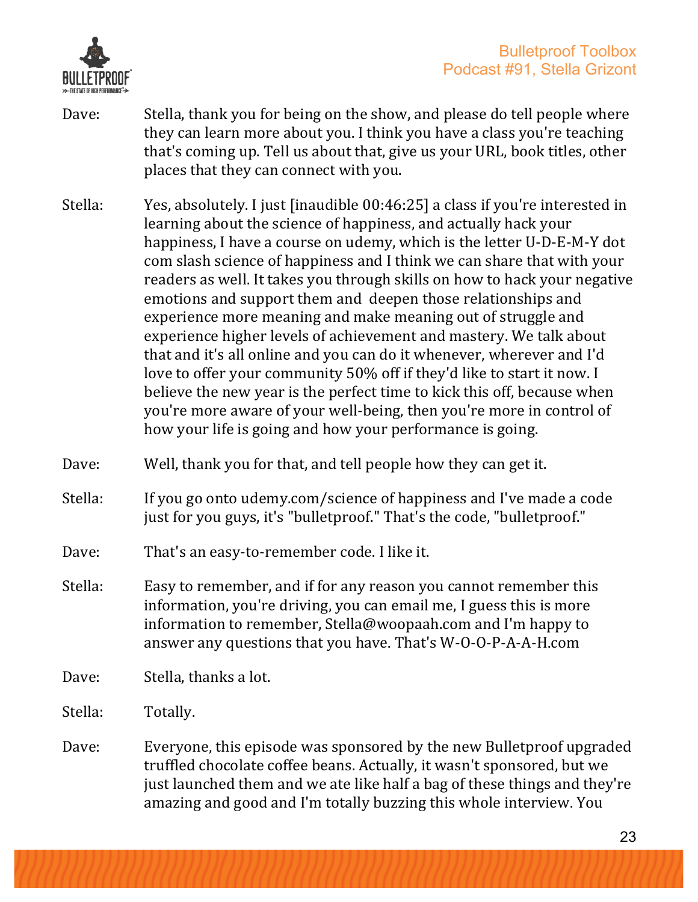Dave: Stella, thank you for being on the show, and please do tell people where they can learn more about you. I think you have a class you're teaching that's coming up. Tell us about that, give us your URL, book titles, other places that they can connect with you.

Stella: Yes, absolutely. I just [inaudible 00:46:25] a class if you're interested in learning about the science of happiness, and actually hack your happiness, I have a course on udemy, which is the letter U-D-E-M-Y dot com slash science of happiness and I think we can share that with your readers as well. It takes you through skills on how to hack your negative emotions and support them and deepen those relationships and experience more meaning and make meaning out of struggle and experience higher levels of achievement and mastery. We talk about that and it's all online and you can do it whenever, wherever and I'd love to offer your community 50% off if they'd like to start it now. I believe the new year is the perfect time to kick this off, because when you're more aware of your well-being, then you're more in control of how your life is going and how your performance is going.

Dave: Well, thank you for that, and tell people how they can get it.

Stella: If you go onto udemy.com/science of happiness and I've made a code just for you guys, it's "bulletproof." That's the code, "bulletproof."

Dave: That's an easy-to-remember code. I like it.

Stella: Easy to remember, and if for any reason you cannot remember this information, you're driving, you can email me, I guess this is more information to remember, Stella@woopaah.com and I'm happy to answer any questions that you have. That's W-O-O-P-A-A-H.com

Dave: Stella, thanks a lot.

Stella: Totally.

Dave: Everyone, this episode was sponsored by the new Bulletproof upgraded truffled chocolate coffee beans. Actually, it wasn't sponsored, but we just launched them and we ate like half a bag of these things and they're amazing and good and I'm totally buzzing this whole interview. You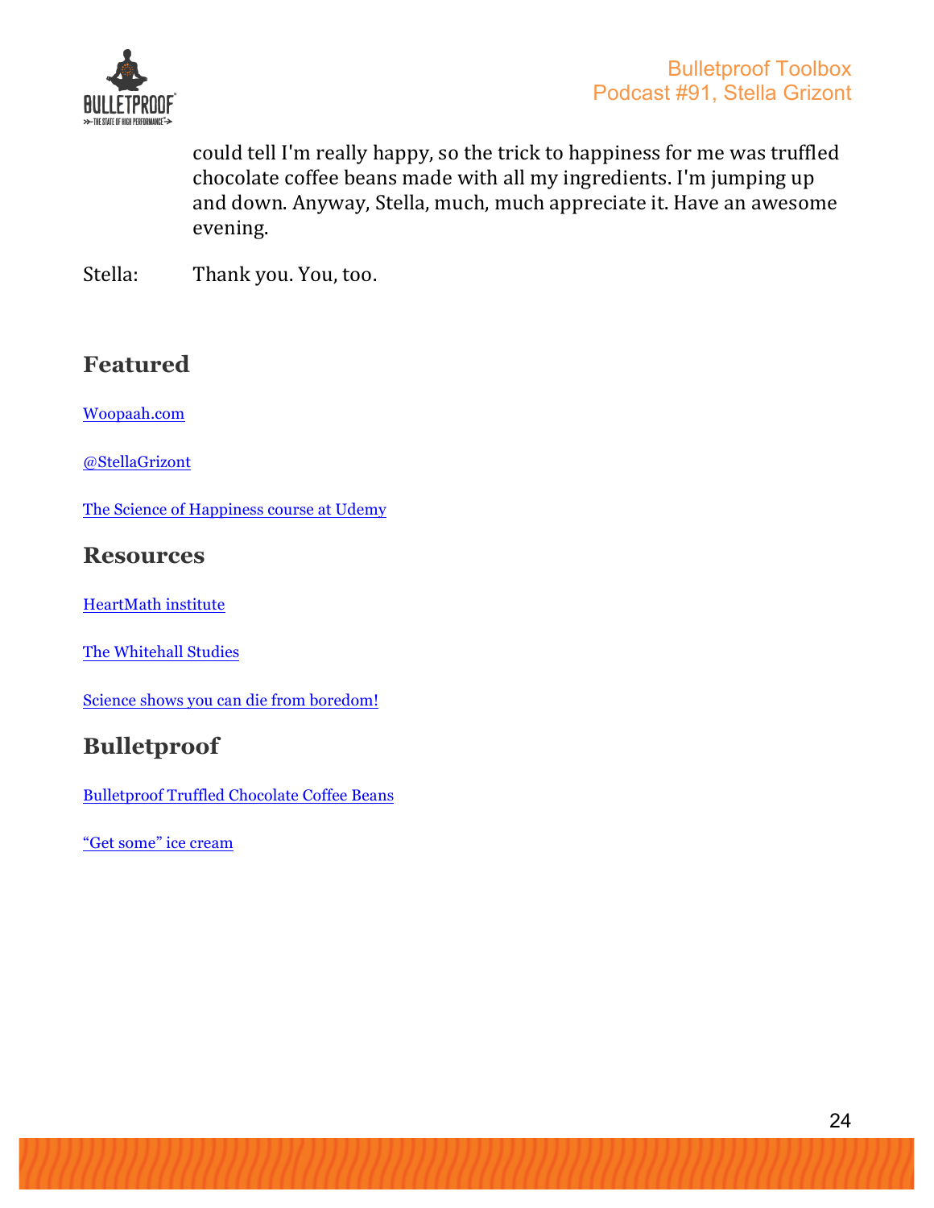could tell I'm really happy, so the trick to happiness for me was truffled chocolate coffee beans made with all my ingredients. I'm jumping up and down. Anyway, Stella, much, much appreciate it. Have an awesome evening.

Stella: Thank you. You, too.

## Featured

Woopaah.com

@StellaGrizont

The Science of Happiness course at Udemy

## Resources

HeartMath institute

The Whitehall Studies

Science shows you can die from boredom!

## Bulletproof

Bulletproof Truffled Chocolate Coffee Beans

"Get some" ice cream